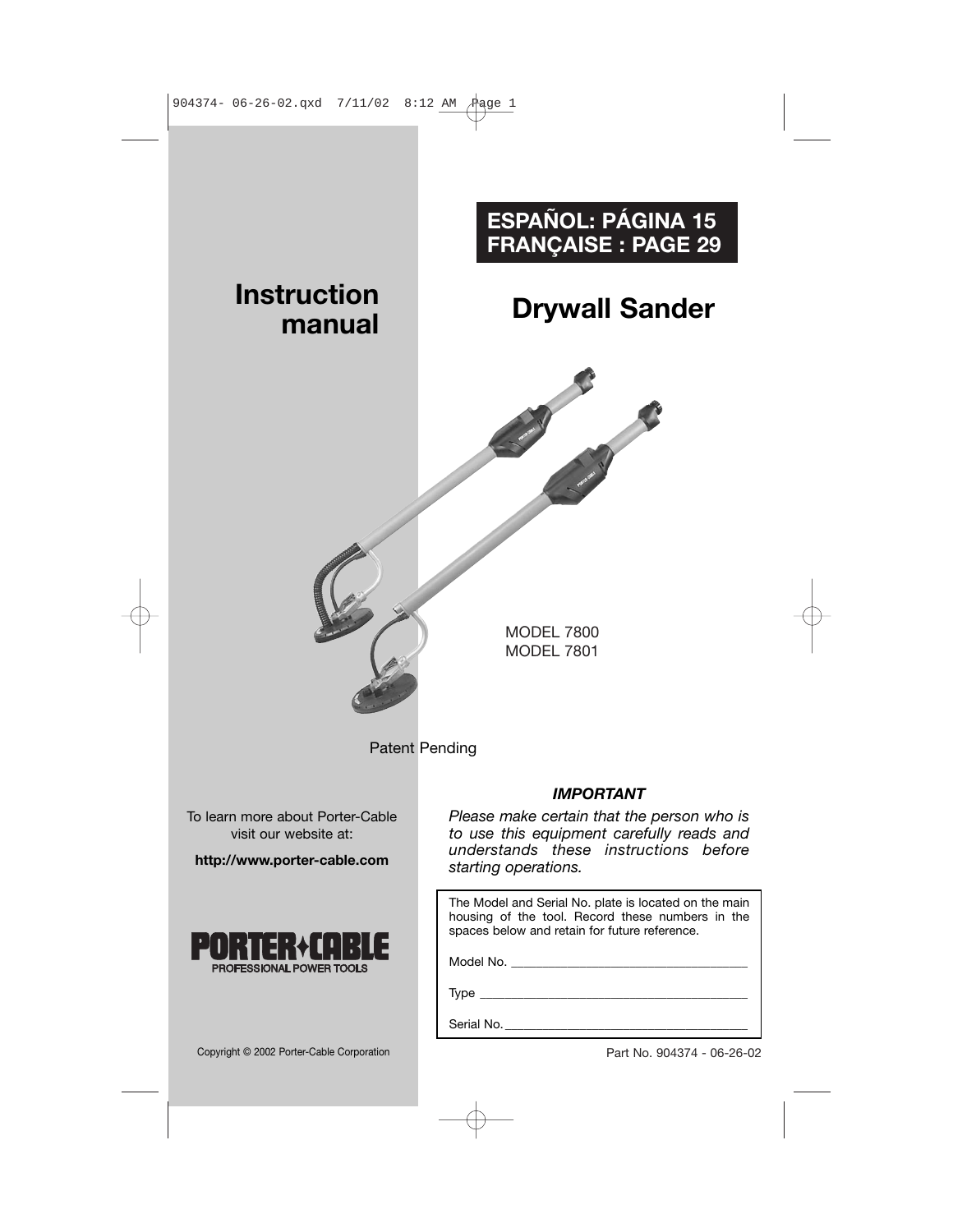**ESPAÑOL: PÁGINA 15**
**FRANÇAISE : PAGE 29**

# Instruction manual

# Drywall Sander

MODEL 7800
MODEL 7801

Patent Pending

To learn more about Porter-Cable visit our website at:

**http://www.porter-cable.com**

**PORTER+CABLE**
PROFESSIONAL POWER TOOLS

***IMPORTANT***

*Please make certain that the person who is to use this equipment carefully reads and understands these instructions before starting operations.*

The Model and Serial No. plate is located on the main housing of the tool. Record these numbers in the spaces below and retain for future reference.

Model No. ___________________________________

Type _______________________________________

Serial No. ___________________________________

Copyright © 2002 Porter-Cable Corporation

Part No. 904374 - 06-26-02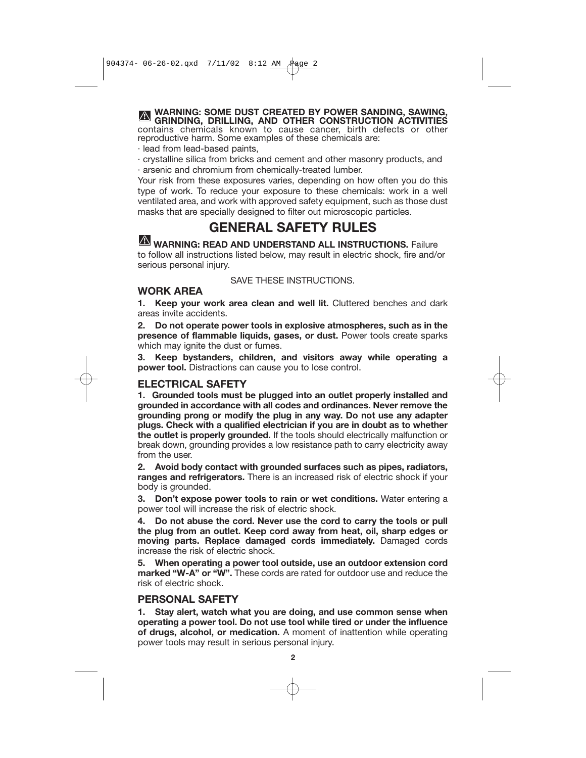**⚠ WARNING: SOME DUST CREATED BY POWER SANDING, SAWING, GRINDING, DRILLING, AND OTHER CONSTRUCTION ACTIVITIES** contains chemicals known to cause cancer, birth defects or other reproductive harm. Some examples of these chemicals are:

· lead from lead-based paints,

· crystalline silica from bricks and cement and other masonry products, and

· arsenic and chromium from chemically-treated lumber.

Your risk from these exposures varies, depending on how often you do this type of work. To reduce your exposure to these chemicals: work in a well ventilated area, and work with approved safety equipment, such as those dust masks that are specially designed to filter out microscopic particles.

# GENERAL SAFETY RULES

**⚠ WARNING: READ AND UNDERSTAND ALL INSTRUCTIONS.** Failure to follow all instructions listed below, may result in electric shock, fire and/or serious personal injury.

SAVE THESE INSTRUCTIONS.

## WORK AREA

**1. Keep your work area clean and well lit.** Cluttered benches and dark areas invite accidents.

**2. Do not operate power tools in explosive atmospheres, such as in the presence of flammable liquids, gases, or dust.** Power tools create sparks which may ignite the dust or fumes.

**3. Keep bystanders, children, and visitors away while operating a power tool.** Distractions can cause you to lose control.

## ELECTRICAL SAFETY

**1. Grounded tools must be plugged into an outlet properly installed and grounded in accordance with all codes and ordinances. Never remove the grounding prong or modify the plug in any way. Do not use any adapter plugs. Check with a qualified electrician if you are in doubt as to whether the outlet is properly grounded.** If the tools should electrically malfunction or break down, grounding provides a low resistance path to carry electricity away from the user.

**2. Avoid body contact with grounded surfaces such as pipes, radiators, ranges and refrigerators.** There is an increased risk of electric shock if your body is grounded.

**3. Don't expose power tools to rain or wet conditions.** Water entering a power tool will increase the risk of electric shock.

**4. Do not abuse the cord. Never use the cord to carry the tools or pull the plug from an outlet. Keep cord away from heat, oil, sharp edges or moving parts. Replace damaged cords immediately.** Damaged cords increase the risk of electric shock.

**5. When operating a power tool outside, use an outdoor extension cord marked "W-A" or "W".** These cords are rated for outdoor use and reduce the risk of electric shock.

## PERSONAL SAFETY

**1. Stay alert, watch what you are doing, and use common sense when operating a power tool. Do not use tool while tired or under the influence of drugs, alcohol, or medication.** A moment of inattention while operating power tools may result in serious personal injury.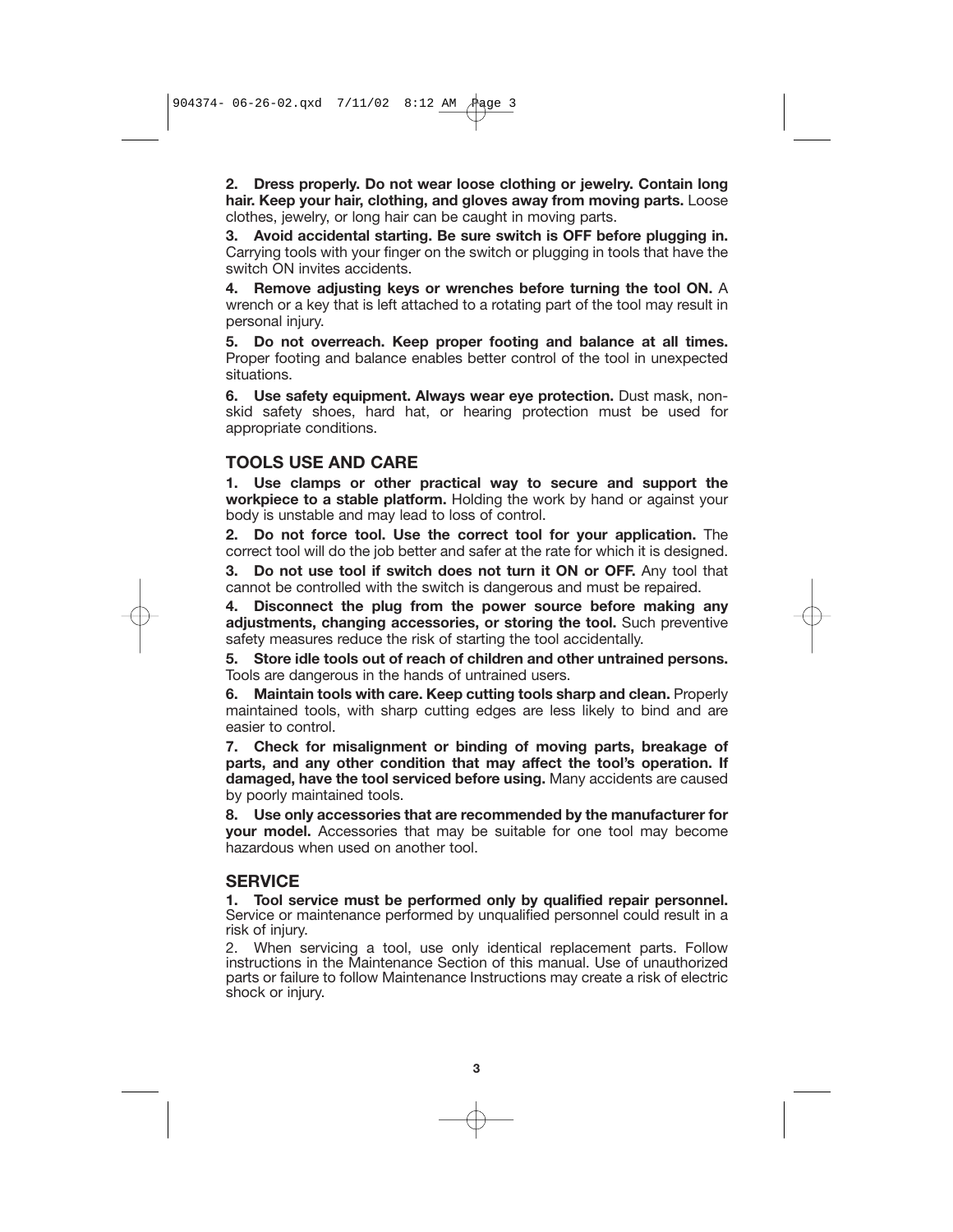**2. Dress properly. Do not wear loose clothing or jewelry. Contain long hair. Keep your hair, clothing, and gloves away from moving parts.** Loose clothes, jewelry, or long hair can be caught in moving parts.

**3. Avoid accidental starting. Be sure switch is OFF before plugging in.** Carrying tools with your finger on the switch or plugging in tools that have the switch ON invites accidents.

**4. Remove adjusting keys or wrenches before turning the tool ON.** A wrench or a key that is left attached to a rotating part of the tool may result in personal injury.

**5. Do not overreach. Keep proper footing and balance at all times.** Proper footing and balance enables better control of the tool in unexpected situations.

**6. Use safety equipment. Always wear eye protection.** Dust mask, non-skid safety shoes, hard hat, or hearing protection must be used for appropriate conditions.

## TOOLS USE AND CARE

**1. Use clamps or other practical way to secure and support the workpiece to a stable platform.** Holding the work by hand or against your body is unstable and may lead to loss of control.

**2. Do not force tool. Use the correct tool for your application.** The correct tool will do the job better and safer at the rate for which it is designed.

**3. Do not use tool if switch does not turn it ON or OFF.** Any tool that cannot be controlled with the switch is dangerous and must be repaired.

**4. Disconnect the plug from the power source before making any adjustments, changing accessories, or storing the tool.** Such preventive safety measures reduce the risk of starting the tool accidentally.

**5. Store idle tools out of reach of children and other untrained persons.** Tools are dangerous in the hands of untrained users.

**6. Maintain tools with care. Keep cutting tools sharp and clean.** Properly maintained tools, with sharp cutting edges are less likely to bind and are easier to control.

**7. Check for misalignment or binding of moving parts, breakage of parts, and any other condition that may affect the tool's operation. If damaged, have the tool serviced before using.** Many accidents are caused by poorly maintained tools.

**8. Use only accessories that are recommended by the manufacturer for your model.** Accessories that may be suitable for one tool may become hazardous when used on another tool.

## SERVICE

**1. Tool service must be performed only by qualified repair personnel.** Service or maintenance performed by unqualified personnel could result in a risk of injury.

2. When servicing a tool, use only identical replacement parts. Follow instructions in the Maintenance Section of this manual. Use of unauthorized parts or failure to follow Maintenance Instructions may create a risk of electric shock or injury.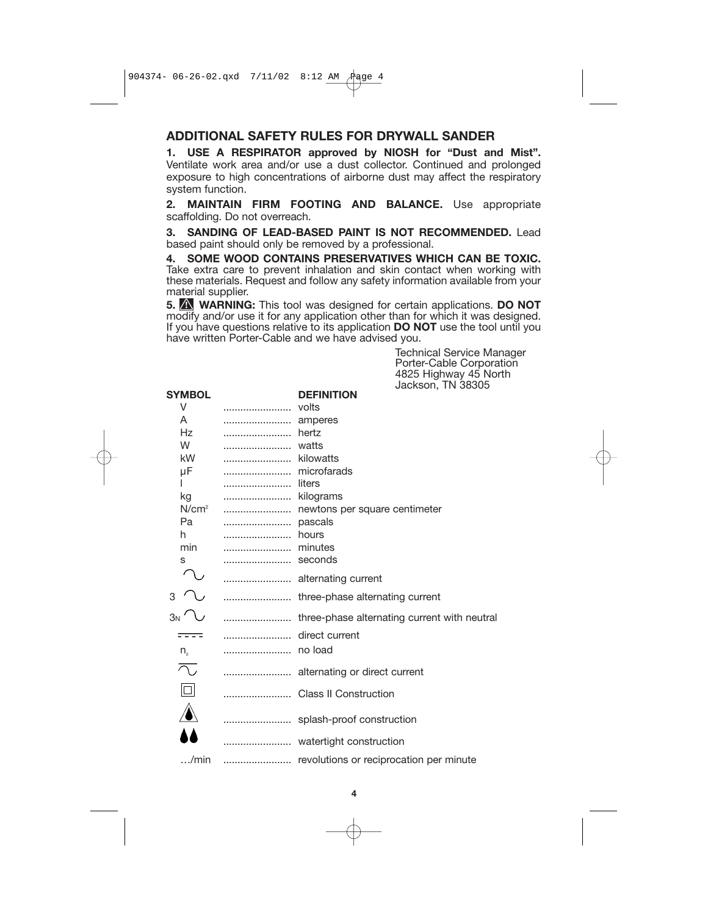## ADDITIONAL SAFETY RULES FOR DRYWALL SANDER

**1. USE A RESPIRATOR approved by NIOSH for "Dust and Mist".** Ventilate work area and/or use a dust collector. Continued and prolonged exposure to high concentrations of airborne dust may affect the respiratory system function.

**2. MAINTAIN FIRM FOOTING AND BALANCE.** Use appropriate scaffolding. Do not overreach.

**3. SANDING OF LEAD-BASED PAINT IS NOT RECOMMENDED.** Lead based paint should only be removed by a professional.

**4. SOME WOOD CONTAINS PRESERVATIVES WHICH CAN BE TOXIC.** Take extra care to prevent inhalation and skin contact when working with these materials. Request and follow any safety information available from your material supplier.

**5. ⚠ WARNING:** This tool was designed for certain applications. **DO NOT** modify and/or use it for any application other than for which it was designed. If you have questions relative to its application **DO NOT** use the tool until you have written Porter-Cable and we have advised you.

Technical Service Manager
Porter-Cable Corporation
4825 Highway 45 North
Jackson, TN 38305

| SYMBOL | DEFINITION |
|---|---|
| V | volts |
| A | amperes |
| Hz | hertz |
| W | watts |
| kW | kilowatts |
| µF | microfarads |
| l | liters |
| kg | kilograms |
| N/cm² | newtons per square centimeter |
| Pa | pascals |
| h | hours |
| min | minutes |
| s | seconds |
| ∿ | alternating current |
| 3 ∿ | three-phase alternating current |
| 3N ∿ | three-phase alternating current with neutral |
| ⎓ | direct current |
| $n_0$ | no load |
| ∿ (with bar) | alternating or direct current |
| ⧈ | Class II Construction |
| (drop in triangle) | splash-proof construction |
| (two drops) | watertight construction |
| …/min | revolutions or reciprocation per minute |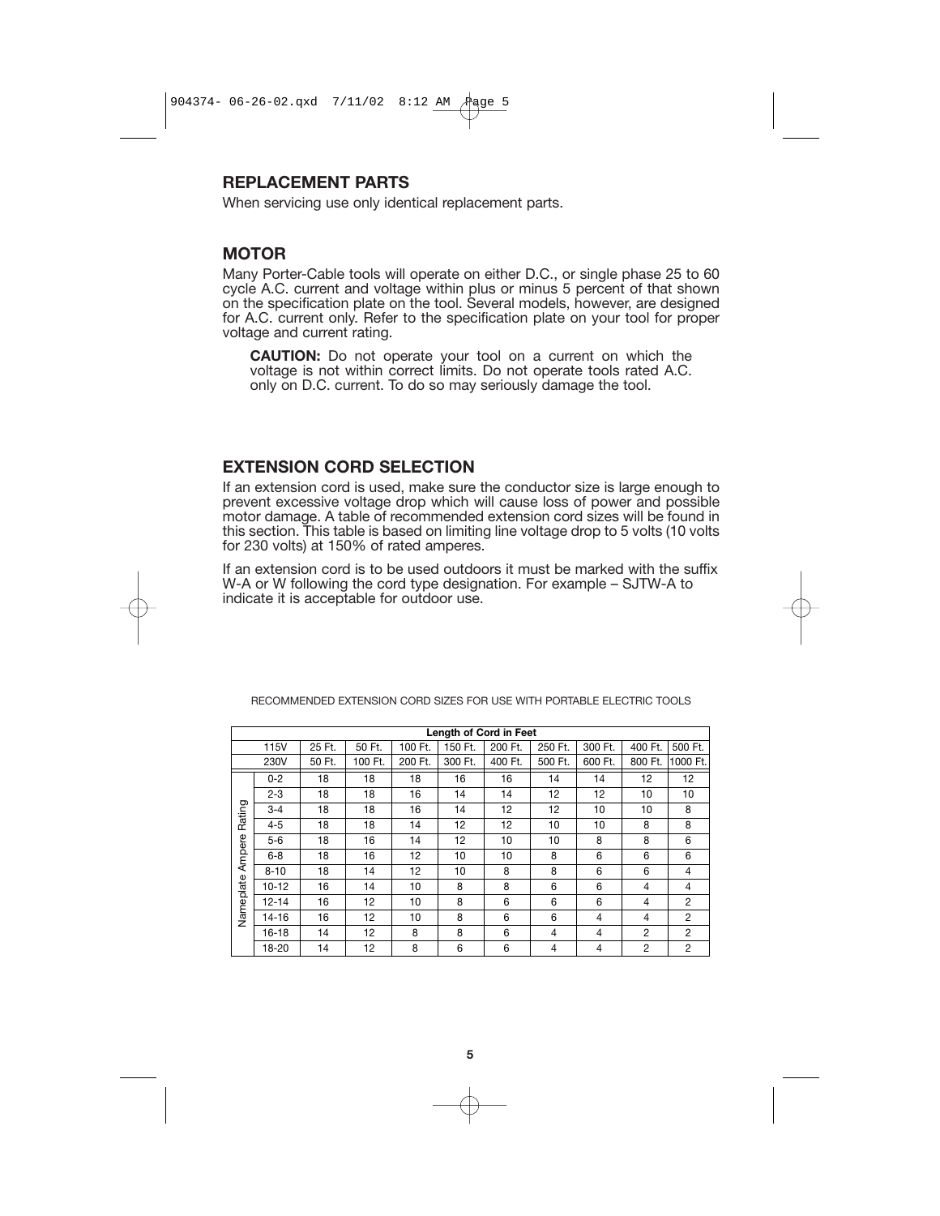## REPLACEMENT PARTS

When servicing use only identical replacement parts.

## MOTOR

Many Porter-Cable tools will operate on either D.C., or single phase 25 to 60 cycle A.C. current and voltage within plus or minus 5 percent of that shown on the specification plate on the tool. Several models, however, are designed for A.C. current only. Refer to the specification plate on your tool for proper voltage and current rating.

**CAUTION:** Do not operate your tool on a current on which the voltage is not within correct limits. Do not operate tools rated A.C. only on D.C. current. To do so may seriously damage the tool.

## EXTENSION CORD SELECTION

If an extension cord is used, make sure the conductor size is large enough to prevent excessive voltage drop which will cause loss of power and possible motor damage. A table of recommended extension cord sizes will be found in this section. This table is based on limiting line voltage drop to 5 volts (10 volts for 230 volts) at 150% of rated amperes.

If an extension cord is to be used outdoors it must be marked with the suffix W-A or W following the cord type designation. For example – SJTW-A to indicate it is acceptable for outdoor use.

RECOMMENDED EXTENSION CORD SIZES FOR USE WITH PORTABLE ELECTRIC TOOLS

| | | **Length of Cord in Feet** | | | | | | | | |
|---|---|---|---|---|---|---|---|---|---|---|
| | 115V | 25 Ft. | 50 Ft. | 100 Ft. | 150 Ft. | 200 Ft. | 250 Ft. | 300 Ft. | 400 Ft. | 500 Ft. |
| | 230V | 50 Ft. | 100 Ft. | 200 Ft. | 300 Ft. | 400 Ft. | 500 Ft. | 600 Ft. | 800 Ft. | 1000 Ft. |
| Nameplate Ampere Rating | 0-2 | 18 | 18 | 18 | 16 | 16 | 14 | 14 | 12 | 12 |
| | 2-3 | 18 | 18 | 16 | 14 | 14 | 12 | 12 | 10 | 10 |
| | 3-4 | 18 | 18 | 16 | 14 | 12 | 12 | 10 | 10 | 8 |
| | 4-5 | 18 | 18 | 14 | 12 | 12 | 10 | 10 | 8 | 8 |
| | 5-6 | 18 | 16 | 14 | 12 | 10 | 10 | 8 | 8 | 6 |
| | 6-8 | 18 | 16 | 12 | 10 | 10 | 8 | 6 | 6 | 6 |
| | 8-10 | 18 | 14 | 12 | 10 | 8 | 8 | 6 | 6 | 4 |
| | 10-12 | 16 | 14 | 10 | 8 | 8 | 6 | 6 | 4 | 4 |
| | 12-14 | 16 | 12 | 10 | 8 | 6 | 6 | 6 | 4 | 2 |
| | 14-16 | 16 | 12 | 10 | 8 | 6 | 6 | 4 | 4 | 2 |
| | 16-18 | 14 | 12 | 8 | 8 | 6 | 4 | 4 | 2 | 2 |
| | 18-20 | 14 | 12 | 8 | 6 | 6 | 4 | 4 | 2 | 2 |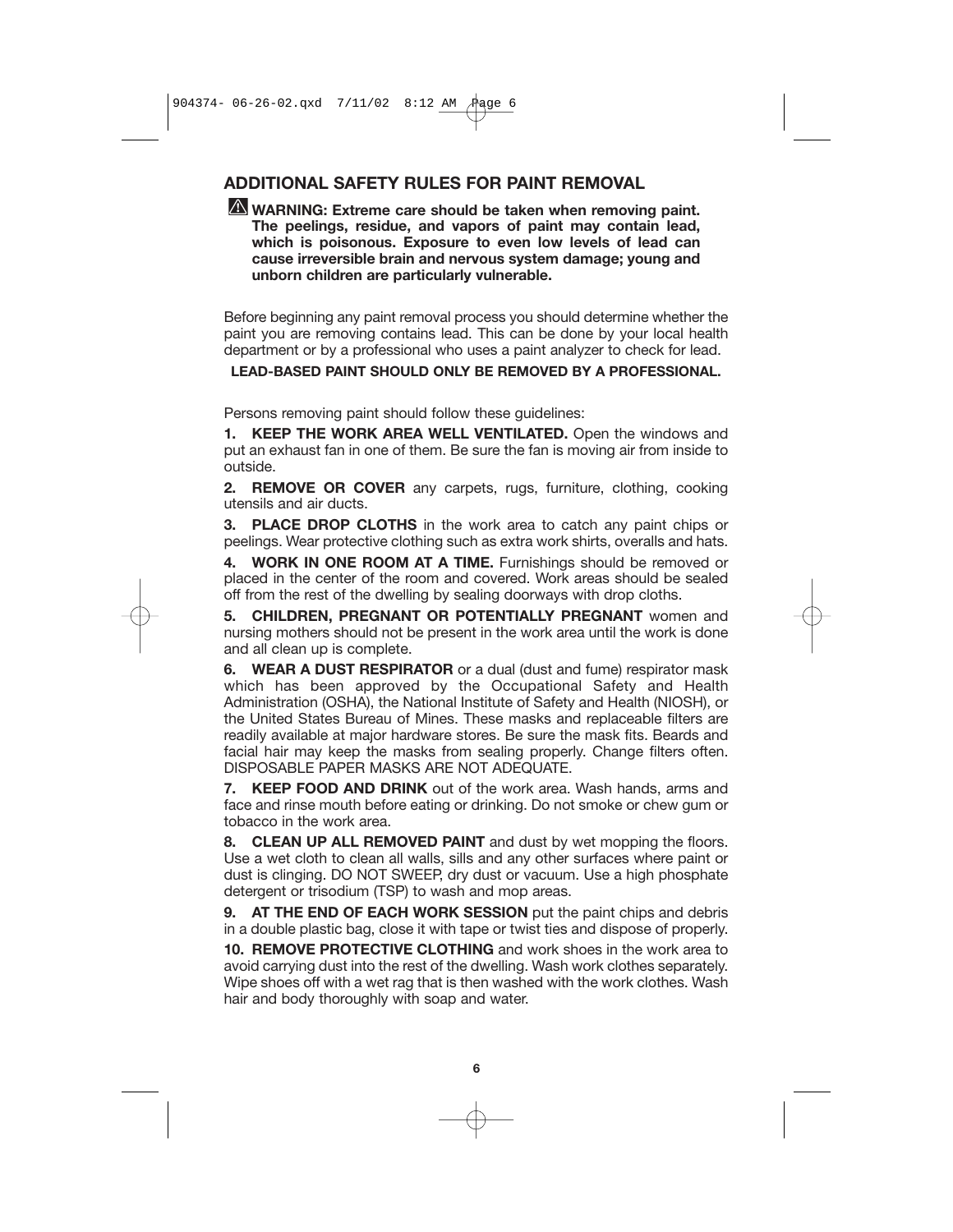## ADDITIONAL SAFETY RULES FOR PAINT REMOVAL

⚠ **WARNING: Extreme care should be taken when removing paint. The peelings, residue, and vapors of paint may contain lead, which is poisonous. Exposure to even low levels of lead can cause irreversible brain and nervous system damage; young and unborn children are particularly vulnerable.**

Before beginning any paint removal process you should determine whether the paint you are removing contains lead. This can be done by your local health department or by a professional who uses a paint analyzer to check for lead.

**LEAD-BASED PAINT SHOULD ONLY BE REMOVED BY A PROFESSIONAL.**

Persons removing paint should follow these guidelines:

**1. KEEP THE WORK AREA WELL VENTILATED.** Open the windows and put an exhaust fan in one of them. Be sure the fan is moving air from inside to outside.

**2. REMOVE OR COVER** any carpets, rugs, furniture, clothing, cooking utensils and air ducts.

**3. PLACE DROP CLOTHS** in the work area to catch any paint chips or peelings. Wear protective clothing such as extra work shirts, overalls and hats.

**4. WORK IN ONE ROOM AT A TIME.** Furnishings should be removed or placed in the center of the room and covered. Work areas should be sealed off from the rest of the dwelling by sealing doorways with drop cloths.

**5. CHILDREN, PREGNANT OR POTENTIALLY PREGNANT** women and nursing mothers should not be present in the work area until the work is done and all clean up is complete.

**6. WEAR A DUST RESPIRATOR** or a dual (dust and fume) respirator mask which has been approved by the Occupational Safety and Health Administration (OSHA), the National Institute of Safety and Health (NIOSH), or the United States Bureau of Mines. These masks and replaceable filters are readily available at major hardware stores. Be sure the mask fits. Beards and facial hair may keep the masks from sealing properly. Change filters often. DISPOSABLE PAPER MASKS ARE NOT ADEQUATE.

**7. KEEP FOOD AND DRINK** out of the work area. Wash hands, arms and face and rinse mouth before eating or drinking. Do not smoke or chew gum or tobacco in the work area.

**8. CLEAN UP ALL REMOVED PAINT** and dust by wet mopping the floors. Use a wet cloth to clean all walls, sills and any other surfaces where paint or dust is clinging. DO NOT SWEEP, dry dust or vacuum. Use a high phosphate detergent or trisodium (TSP) to wash and mop areas.

**9. AT THE END OF EACH WORK SESSION** put the paint chips and debris in a double plastic bag, close it with tape or twist ties and dispose of properly.

**10. REMOVE PROTECTIVE CLOTHING** and work shoes in the work area to avoid carrying dust into the rest of the dwelling. Wash work clothes separately. Wipe shoes off with a wet rag that is then washed with the work clothes. Wash hair and body thoroughly with soap and water.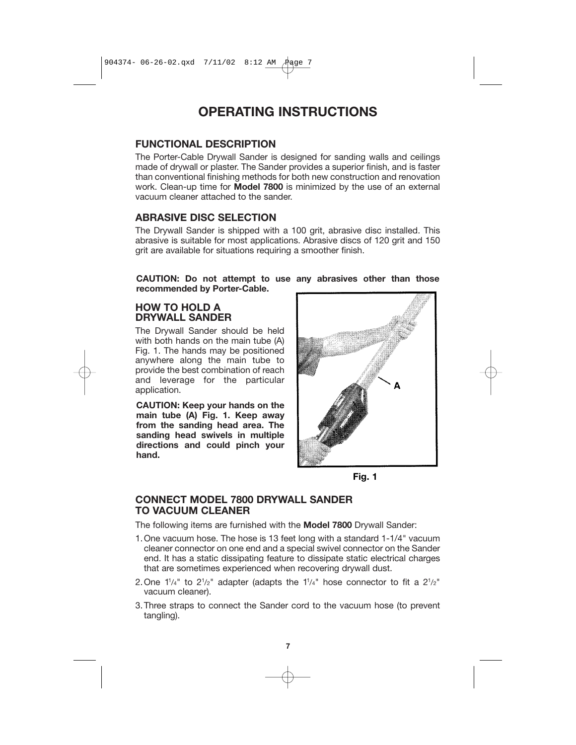# OPERATING INSTRUCTIONS

## FUNCTIONAL DESCRIPTION

The Porter-Cable Drywall Sander is designed for sanding walls and ceilings made of drywall or plaster. The Sander provides a superior finish, and is faster than conventional finishing methods for both new construction and renovation work. Clean-up time for **Model 7800** is minimized by the use of an external vacuum cleaner attached to the sander.

## ABRASIVE DISC SELECTION

The Drywall Sander is shipped with a 100 grit, abrasive disc installed. This abrasive is suitable for most applications. Abrasive discs of 120 grit and 150 grit are available for situations requiring a smoother finish.

**CAUTION: Do not attempt to use any abrasives other than those recommended by Porter-Cable.**

## HOW TO HOLD A DRYWALL SANDER

The Drywall Sander should be held with both hands on the main tube (A) Fig. 1. The hands may be positioned anywhere along the main tube to provide the best combination of reach and leverage for the particular application.

**CAUTION: Keep your hands on the main tube (A) Fig. 1. Keep away from the sanding head area. The sanding head swivels in multiple directions and could pinch your hand.**

Fig. 1

## CONNECT MODEL 7800 DRYWALL SANDER TO VACUUM CLEANER

The following items are furnished with the **Model 7800** Drywall Sander:

1. One vacuum hose. The hose is 13 feet long with a standard 1-1/4" vacuum cleaner connector on one end and a special swivel connector on the Sander end. It has a static dissipating feature to dissipate static electrical charges that are sometimes experienced when recovering drywall dust.
2. One 1-1/4" to 2-1/2" adapter (adapts the 1-1/4" hose connector to fit a 2-1/2" vacuum cleaner).
3. Three straps to connect the Sander cord to the vacuum hose (to prevent tangling).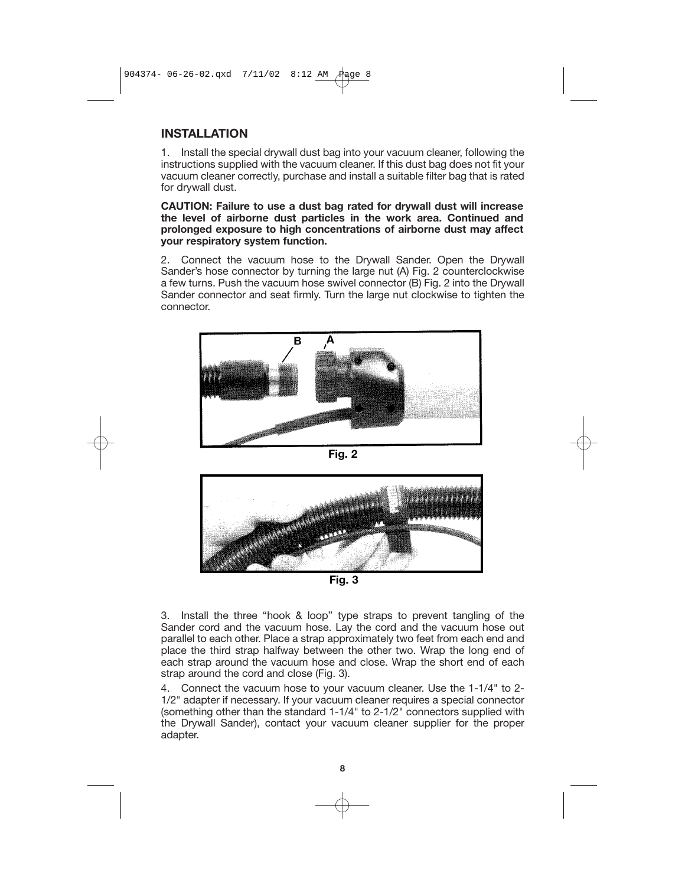## INSTALLATION

1. Install the special drywall dust bag into your vacuum cleaner, following the instructions supplied with the vacuum cleaner. If this dust bag does not fit your vacuum cleaner correctly, purchase and install a suitable filter bag that is rated for drywall dust.

**CAUTION: Failure to use a dust bag rated for drywall dust will increase the level of airborne dust particles in the work area. Continued and prolonged exposure to high concentrations of airborne dust may affect your respiratory system function.**

2. Connect the vacuum hose to the Drywall Sander. Open the Drywall Sander's hose connector by turning the large nut (A) Fig. 2 counterclockwise a few turns. Push the vacuum hose swivel connector (B) Fig. 2 into the Drywall Sander connector and seat firmly. Turn the large nut clockwise to tighten the connector.

**Fig. 2**

**Fig. 3**

3. Install the three "hook & loop" type straps to prevent tangling of the Sander cord and the vacuum hose. Lay the cord and the vacuum hose out parallel to each other. Place a strap approximately two feet from each end and place the third strap halfway between the other two. Wrap the long end of each strap around the vacuum hose and close. Wrap the short end of each strap around the cord and close (Fig. 3).

4. Connect the vacuum hose to your vacuum cleaner. Use the 1-1/4" to 2-1/2" adapter if necessary. If your vacuum cleaner requires a special connector (something other than the standard 1-1/4" to 2-1/2" connectors supplied with the Drywall Sander), contact your vacuum cleaner supplier for the proper adapter.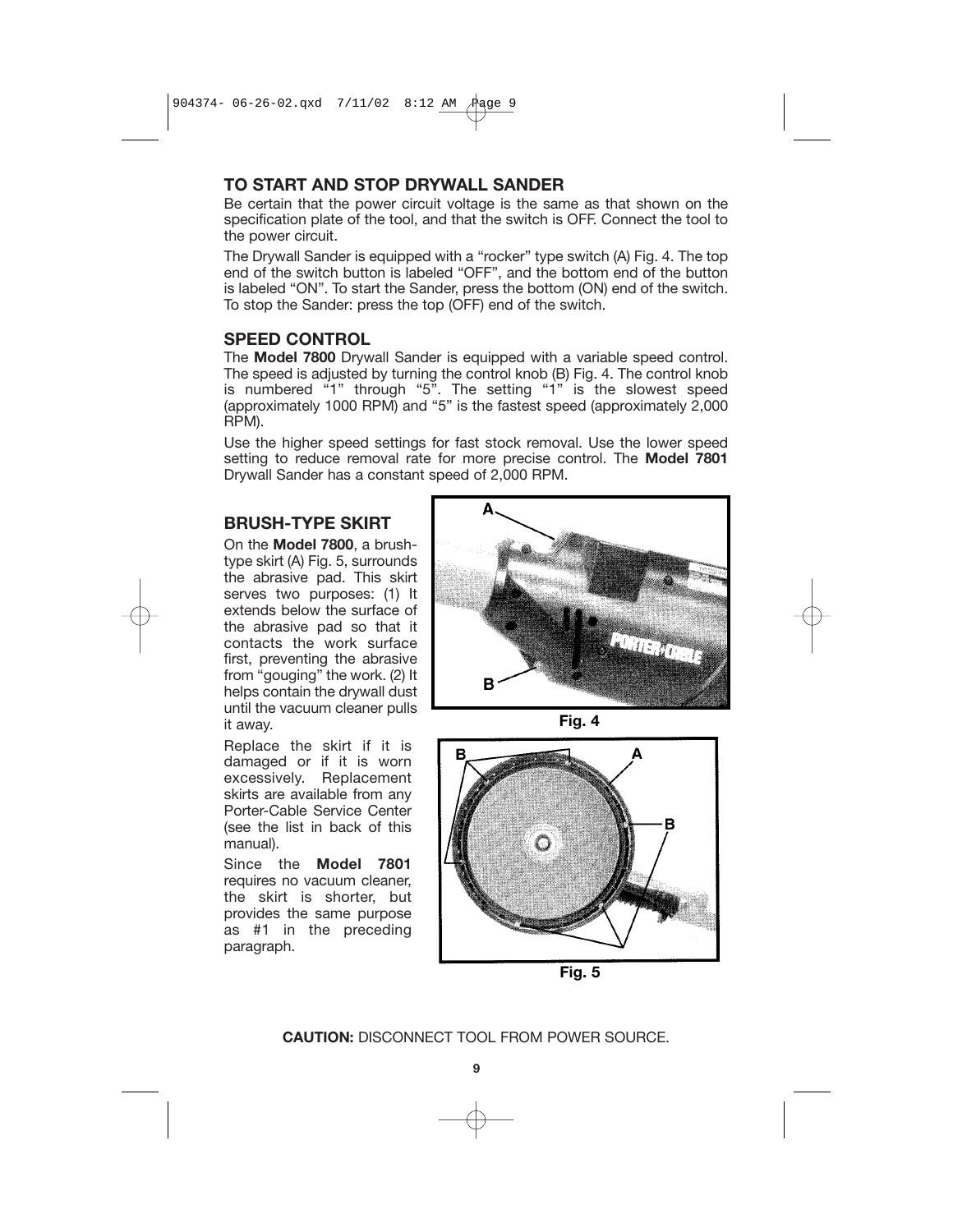## TO START AND STOP DRYWALL SANDER

Be certain that the power circuit voltage is the same as that shown on the specification plate of the tool, and that the switch is OFF. Connect the tool to the power circuit.

The Drywall Sander is equipped with a "rocker" type switch (A) Fig. 4. The top end of the switch button is labeled "OFF", and the bottom end of the button is labeled "ON". To start the Sander, press the bottom (ON) end of the switch. To stop the Sander: press the top (OFF) end of the switch.

## SPEED CONTROL

The **Model 7800** Drywall Sander is equipped with a variable speed control. The speed is adjusted by turning the control knob (B) Fig. 4. The control knob is numbered "1" through "5". The setting "1" is the slowest speed (approximately 1000 RPM) and "5" is the fastest speed (approximately 2,000 RPM).

Use the higher speed settings for fast stock removal. Use the lower speed setting to reduce removal rate for more precise control. The **Model 7801** Drywall Sander has a constant speed of 2,000 RPM.

## BRUSH-TYPE SKIRT

On the **Model 7800**, a brush-type skirt (A) Fig. 5, surrounds the abrasive pad. This skirt serves two purposes: (1) It extends below the surface of the abrasive pad so that it contacts the work surface first, preventing the abrasive from "gouging" the work. (2) It helps contain the drywall dust until the vacuum cleaner pulls it away.

Replace the skirt if it is damaged or if it is worn excessively. Replacement skirts are available from any Porter-Cable Service Center (see the list in back of this manual).

Since the **Model 7801** requires no vacuum cleaner, the skirt is shorter, but provides the same purpose as #1 in the preceding paragraph.

Fig. 4

Fig. 5

**CAUTION:** DISCONNECT TOOL FROM POWER SOURCE.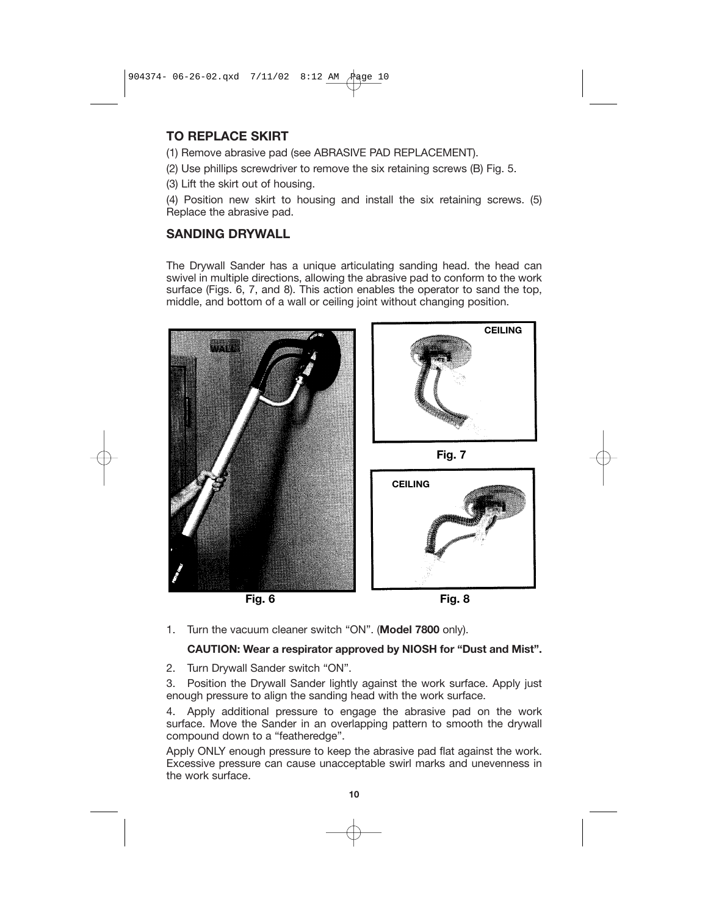## TO REPLACE SKIRT

(1) Remove abrasive pad (see ABRASIVE PAD REPLACEMENT).

(2) Use phillips screwdriver to remove the six retaining screws (B) Fig. 5.

(3) Lift the skirt out of housing.

(4) Position new skirt to housing and install the six retaining screws. (5) Replace the abrasive pad.

## SANDING DRYWALL

The Drywall Sander has a unique articulating sanding head. the head can swivel in multiple directions, allowing the abrasive pad to conform to the work surface (Figs. 6, 7, and 8). This action enables the operator to sand the top, middle, and bottom of a wall or ceiling joint without changing position.

Fig. 6

Fig. 7

Fig. 8

1. Turn the vacuum cleaner switch "ON". (**Model 7800** only).

   **CAUTION: Wear a respirator approved by NIOSH for "Dust and Mist".**

2. Turn Drywall Sander switch "ON".

3. Position the Drywall Sander lightly against the work surface. Apply just enough pressure to align the sanding head with the work surface.

4. Apply additional pressure to engage the abrasive pad on the work surface. Move the Sander in an overlapping pattern to smooth the drywall compound down to a "featheredge".

Apply ONLY enough pressure to keep the abrasive pad flat against the work. Excessive pressure can cause unacceptable swirl marks and unevenness in the work surface.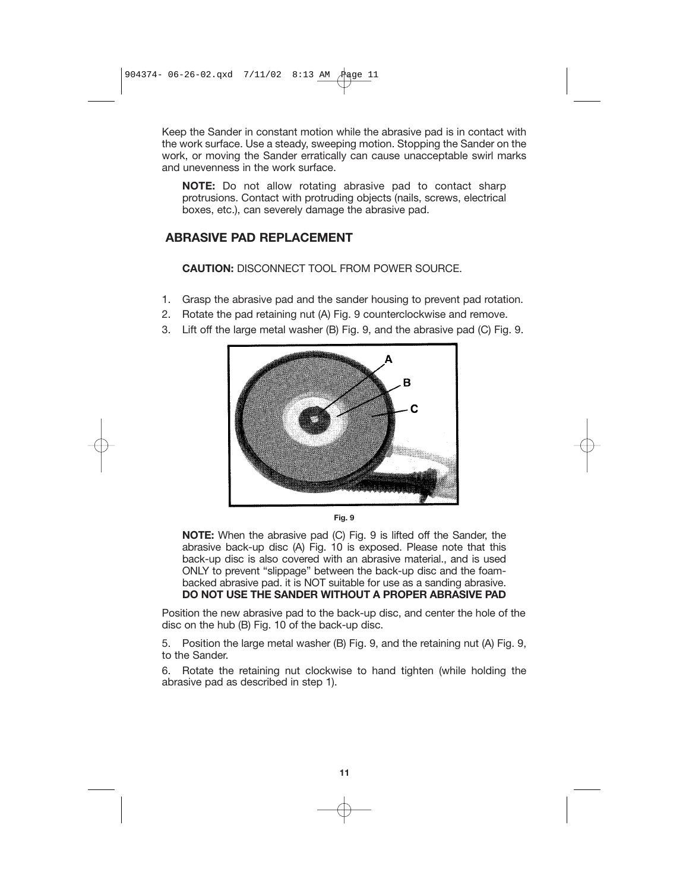Keep the Sander in constant motion while the abrasive pad is in contact with the work surface. Use a steady, sweeping motion. Stopping the Sander on the work, or moving the Sander erratically can cause unacceptable swirl marks and unevenness in the work surface.

**NOTE:** Do not allow rotating abrasive pad to contact sharp protrusions. Contact with protruding objects (nails, screws, electrical boxes, etc.), can severely damage the abrasive pad.

## ABRASIVE PAD REPLACEMENT

**CAUTION:** DISCONNECT TOOL FROM POWER SOURCE.

1. Grasp the abrasive pad and the sander housing to prevent pad rotation.
2. Rotate the pad retaining nut (A) Fig. 9 counterclockwise and remove.
3. Lift off the large metal washer (B) Fig. 9, and the abrasive pad (C) Fig. 9.

Fig. 9

**NOTE:** When the abrasive pad (C) Fig. 9 is lifted off the Sander, the abrasive back-up disc (A) Fig. 10 is exposed. Please note that this back-up disc is also covered with an abrasive material., and is used ONLY to prevent "slippage" between the back-up disc and the foam-backed abrasive pad. it is NOT suitable for use as a sanding abrasive. **DO NOT USE THE SANDER WITHOUT A PROPER ABRASIVE PAD**

Position the new abrasive pad to the back-up disc, and center the hole of the disc on the hub (B) Fig. 10 of the back-up disc.

5. Position the large metal washer (B) Fig. 9, and the retaining nut (A) Fig. 9, to the Sander.

6. Rotate the retaining nut clockwise to hand tighten (while holding the abrasive pad as described in step 1).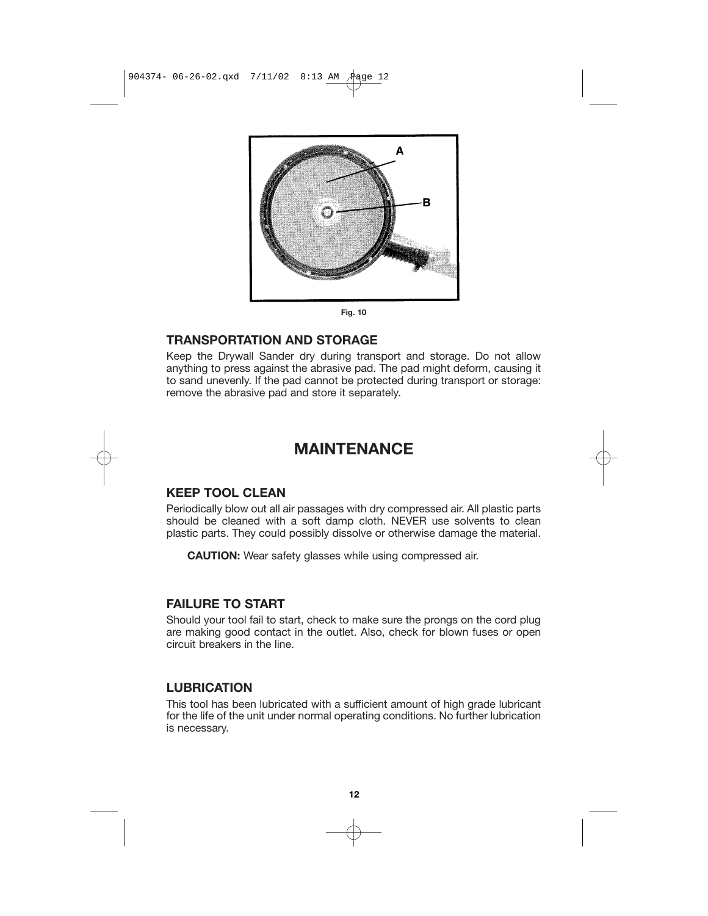Fig. 10

## TRANSPORTATION AND STORAGE

Keep the Drywall Sander dry during transport and storage. Do not allow anything to press against the abrasive pad. The pad might deform, causing it to sand unevenly. If the pad cannot be protected during transport or storage: remove the abrasive pad and store it separately.

# MAINTENANCE

## KEEP TOOL CLEAN

Periodically blow out all air passages with dry compressed air. All plastic parts should be cleaned with a soft damp cloth. NEVER use solvents to clean plastic parts. They could possibly dissolve or otherwise damage the material.

**CAUTION:** Wear safety glasses while using compressed air.

## FAILURE TO START

Should your tool fail to start, check to make sure the prongs on the cord plug are making good contact in the outlet. Also, check for blown fuses or open circuit breakers in the line.

## LUBRICATION

This tool has been lubricated with a sufficient amount of high grade lubricant for the life of the unit under normal operating conditions. No further lubrication is necessary.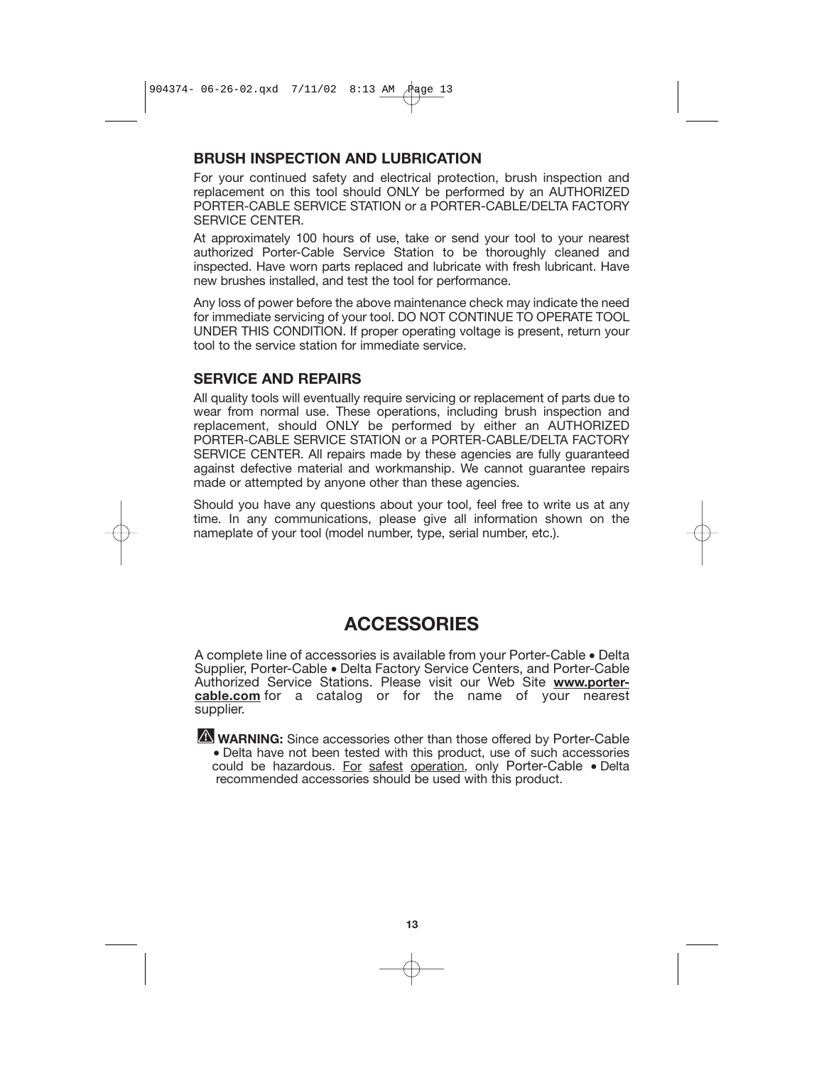## BRUSH INSPECTION AND LUBRICATION

For your continued safety and electrical protection, brush inspection and replacement on this tool should ONLY be performed by an AUTHORIZED PORTER-CABLE SERVICE STATION or a PORTER-CABLE/DELTA FACTORY SERVICE CENTER.

At approximately 100 hours of use, take or send your tool to your nearest authorized Porter-Cable Service Station to be thoroughly cleaned and inspected. Have worn parts replaced and lubricate with fresh lubricant. Have new brushes installed, and test the tool for performance.

Any loss of power before the above maintenance check may indicate the need for immediate servicing of your tool. DO NOT CONTINUE TO OPERATE TOOL UNDER THIS CONDITION. If proper operating voltage is present, return your tool to the service station for immediate service.

## SERVICE AND REPAIRS

All quality tools will eventually require servicing or replacement of parts due to wear from normal use. These operations, including brush inspection and replacement, should ONLY be performed by either an AUTHORIZED PORTER-CABLE SERVICE STATION or a PORTER-CABLE/DELTA FACTORY SERVICE CENTER. All repairs made by these agencies are fully guaranteed against defective material and workmanship. We cannot guarantee repairs made or attempted by anyone other than these agencies.

Should you have any questions about your tool, feel free to write us at any time. In any communications, please give all information shown on the nameplate of your tool (model number, type, serial number, etc.).

# ACCESSORIES

A complete line of accessories is available from your Porter-Cable • Delta Supplier, Porter-Cable • Delta Factory Service Centers, and Porter-Cable Authorized Service Stations. Please visit our Web Site **www.porter-cable.com** for a catalog or for the name of your nearest supplier.

⚠ **WARNING:** Since accessories other than those offered by Porter-Cable • Delta have not been tested with this product, use of such accessories could be hazardous. For safest operation, only Porter-Cable • Delta recommended accessories should be used with this product.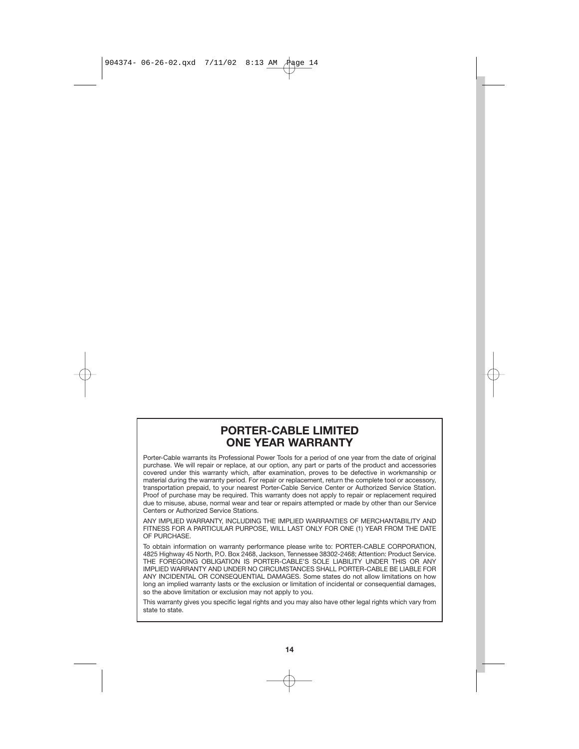# PORTER-CABLE LIMITED ONE YEAR WARRANTY

Porter-Cable warrants its Professional Power Tools for a period of one year from the date of original purchase. We will repair or replace, at our option, any part or parts of the product and accessories covered under this warranty which, after examination, proves to be defective in workmanship or material during the warranty period. For repair or replacement, return the complete tool or accessory, transportation prepaid, to your nearest Porter-Cable Service Center or Authorized Service Station. Proof of purchase may be required. This warranty does not apply to repair or replacement required due to misuse, abuse, normal wear and tear or repairs attempted or made by other than our Service Centers or Authorized Service Stations.

ANY IMPLIED WARRANTY, INCLUDING THE IMPLIED WARRANTIES OF MERCHANTABILITY AND FITNESS FOR A PARTICULAR PURPOSE, WILL LAST ONLY FOR ONE (1) YEAR FROM THE DATE OF PURCHASE.

To obtain information on warranty performance please write to: PORTER-CABLE CORPORATION, 4825 Highway 45 North, P.O. Box 2468, Jackson, Tennessee 38302-2468; Attention: Product Service. THE FOREGOING OBLIGATION IS PORTER-CABLE'S SOLE LIABILITY UNDER THIS OR ANY IMPLIED WARRANTY AND UNDER NO CIRCUMSTANCES SHALL PORTER-CABLE BE LIABLE FOR ANY INCIDENTAL OR CONSEQUENTIAL DAMAGES. Some states do not allow limitations on how long an implied warranty lasts or the exclusion or limitation of incidental or consequential damages, so the above limitation or exclusion may not apply to you.

This warranty gives you specific legal rights and you may also have other legal rights which vary from state to state.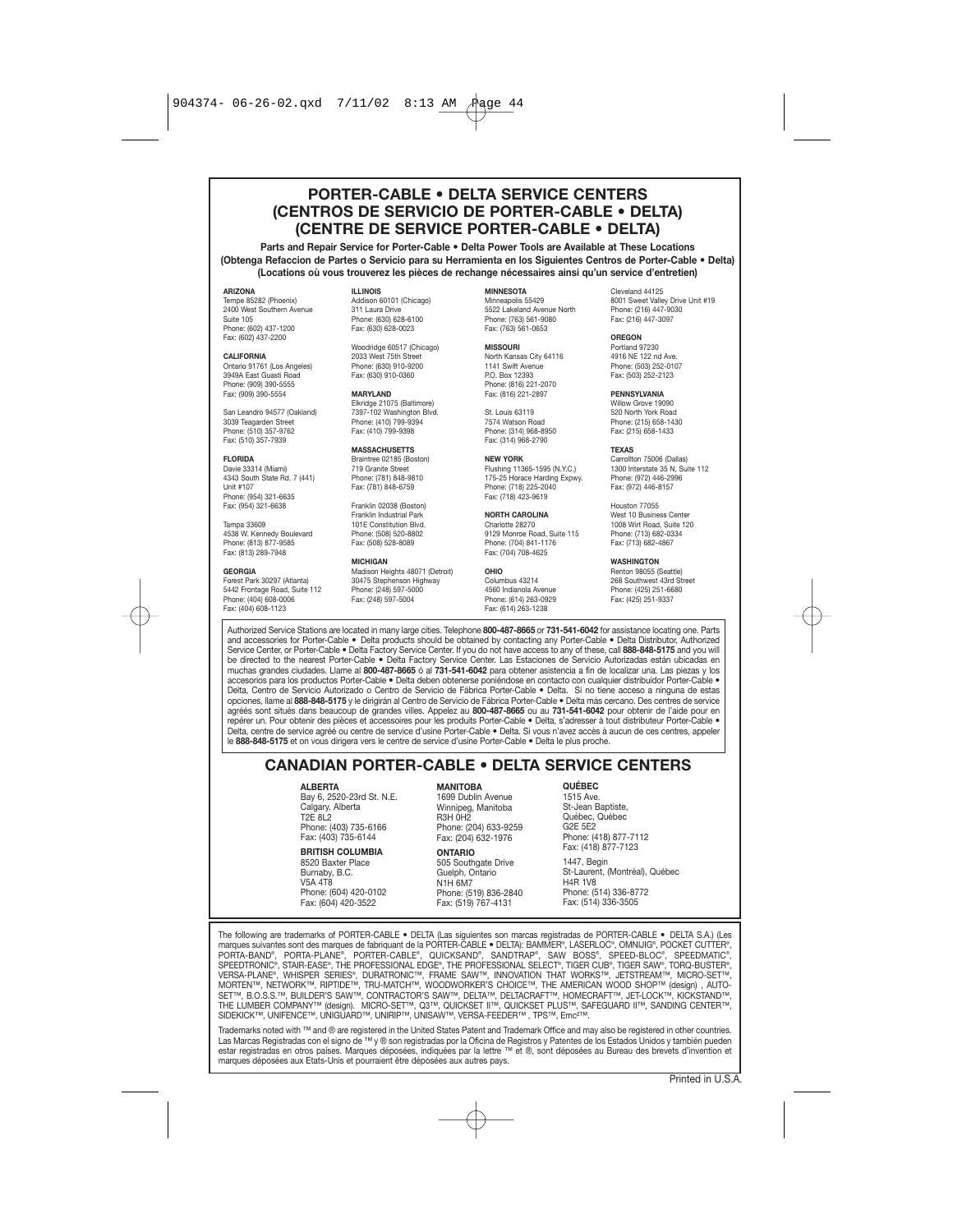# PORTER-CABLE • DELTA SERVICE CENTERS
# (CENTROS DE SERVICIO DE PORTER-CABLE • DELTA)
# (CENTRE DE SERVICE PORTER-CABLE • DELTA)

**Parts and Repair Service for Porter-Cable • Delta Power Tools are Available at These Locations**
**(Obtenga Refaccion de Partes o Servicio para su Herramienta en los Siguientes Centros de Porter-Cable • Delta)**
**(Locations où vous trouverez les pièces de rechange nécessaires ainsi qu'un service d'entretien)**

**ARIZONA**
Tempe 85282 (Phoenix)
2400 West Southern Avenue
Suite 105
Phone: (602) 437-1200
Fax: (602) 437-2200

**CALIFORNIA**
Ontario 91761 (Los Angeles)
3949A East Guasti Road
Phone: (909) 390-5555
Fax: (909) 390-5554

San Leandro 94577 (Oakland)
3039 Teagarden Street
Phone: (510) 357-9762
Fax: (510) 357-7939

**FLORIDA**
Davie 33314 (Miami)
4343 South State Rd. 7 (441)
Unit #107
Phone: (954) 321-6635
Fax: (954) 321-6638

Tampa 33609
4538 W. Kennedy Boulevard
Phone: (813) 877-9585
Fax: (813) 289-7948

**GEORGIA**
Forest Park 30297 (Atlanta)
5442 Frontage Road, Suite 112
Phone: (404) 608-0006
Fax: (404) 608-1123

**ILLINOIS**
Addison 60101 (Chicago)
311 Laura Drive
Phone: (630) 628-6100
Fax: (630) 628-0023

Woodridge 60517 (Chicago)
2033 West 75th Street
Phone: (630) 910-9200
Fax: (630) 910-0360

**MARYLAND**
Elkridge 21075 (Baltimore)
7397-102 Washington Blvd.
Phone: (410) 799-9394
Fax: (410) 799-9398

**MASSACHUSETTS**
Braintree 02185 (Boston)
719 Granite Street
Phone: (781) 848-9810
Fax: (781) 848-6759

Franklin 02038 (Boston)
Franklin Industrial Park
101E Constitution Blvd.
Phone: (508) 520-8802
Fax: (508) 528-8089

**MICHIGAN**
Madison Heights 48071 (Detroit)
30475 Stephenson Highway
Phone: (248) 597-5000
Fax: (248) 597-5004

**MINNESOTA**
Minneapolis 55429
5522 Lakeland Avenue North
Phone: (763) 561-9080
Fax: (763) 561-0653

**MISSOURI**
North Kansas City 64116
1141 Swift Avenue
P.O. Box 12393
Phone: (816) 221-2070
Fax: (816) 221-2897

St. Louis 63119
7574 Watson Road
Phone: (314) 968-8950
Fax: (314) 968-2790

**NEW YORK**
Flushing 11365-1595 (N.Y.C.)
175-25 Horace Harding Expwy.
Phone: (718) 225-2040
Fax: (718) 423-9619

**NORTH CAROLINA**
Charlotte 28270
9129 Monroe Road, Suite 115
Phone: (704) 841-1176
Fax: (704) 708-4625

**OHIO**
Columbus 43214
4560 Indianola Avenue
Phone: (614) 263-0929
Fax: (614) 263-1238

Cleveland 44125
8001 Sweet Valley Drive Unit #19
Phone: (216) 447-9030
Fax: (216) 447-3097

**OREGON**
Portland 97230
4916 NE 122 nd Ave.
Phone: (503) 252-0107
Fax: (503) 252-2123

**PENNSYLVANIA**
Willow Grove 19090
520 North York Road
Phone: (215) 658-1430
Fax: (215) 658-1433

**TEXAS**
Carrollton 75006 (Dallas)
1300 Interstate 35 N, Suite 112
Phone: (972) 446-2996
Fax: (972) 446-8157

Houston 77055
West 10 Business Center
1008 Wirt Road, Suite 120
Phone: (713) 682-0334
Fax: (713) 682-4867

**WASHINGTON**
Renton 98055 (Seattle)
268 Southwest 43rd Street
Phone: (425) 251-6680
Fax: (425) 251-9337

Authorized Service Stations are located in many large cities. Telephone **800-487-8665** or **731-541-6042** for assistance locating one. Parts and accessories for Porter-Cable • Delta products should be obtained by contacting any Porter-Cable • Delta Distributor, Authorized Service Center, or Porter-Cable • Delta Factory Service Center. If you do not have access to any of these, call **888-848-5175** and you will be directed to the nearest Porter-Cable • Delta Factory Service Center. Las Estaciones de Servicio Autorizadas están ubicadas en muchas grandes ciudades. Llame al **800-487-8665** ó al **731-541-6042** para obtener asistencia a fin de localizar una. Las piezas y los accesorios para los productos Porter-Cable • Delta deben obtenerse poniéndose en contacto con cualquier distribuidor Porter-Cable • Delta, Centro de Servicio Autorizado o Centro de Servicio de Fábrica Porter-Cable • Delta. Si no tiene acceso a ninguna de estas opciones, llame al **888-848-5175** y le dirigirán al Centro de Servicio de Fábrica Porter-Cable • Delta más cercano. Des centres de service agréés sont situés dans beaucoup de grandes villes. Appelez au **800-487-8665** ou au **731-541-6042** pour obtenir de l'aide pour en repérer un. Pour obtenir des pièces et accessoires pour les produits Porter-Cable • Delta, s'adresser à tout distributeur Porter-Cable • Delta, centre de service agréé ou centre de service d'usine Porter-Cable • Delta. Si vous n'avez accès à aucun de ces centres, appeler le **888-848-5175** et on vous dirigera vers le centre de service d'usine Porter-Cable • Delta le plus proche.

## CANADIAN PORTER-CABLE • DELTA SERVICE CENTERS

**ALBERTA**
Bay 6, 2520-23rd St. N.E.
Calgary, Alberta
T2E 8L2
Phone: (403) 735-6166
Fax: (403) 735-6144

**BRITISH COLUMBIA**
8520 Baxter Place
Burnaby, B.C.
V5A 4T8
Phone: (604) 420-0102
Fax: (604) 420-3522

**MANITOBA**
1699 Dublin Avenue
Winnipeg, Manitoba
R3H 0H2
Phone: (204) 633-9259
Fax: (204) 632-1976

**ONTARIO**
505 Southgate Drive
Guelph, Ontario
N1H 6M7
Phone: (519) 836-2840
Fax: (519) 767-4131

**QUÉBEC**
1515 Ave.
St-Jean Baptiste,
Québec, Québec
G2E 5E2
Phone: (418) 877-7112
Fax: (418) 877-7123

1447, Begin
St-Laurent, (Montréal), Québec
H4R 1V8
Phone: (514) 336-8772
Fax: (514) 336-3505

The following are trademarks of PORTER-CABLE • DELTA (Las siguientes son marcas registradas de PORTER-CABLE • DELTA S.A.) (Les marques suivantes sont des marques de fabriquant de la PORTER-CABLE • DELTA): BAMMER®, LASERLOC®, OMNIJIG®, POCKET CUTTER®, PORTA-BAND®, PORTA-PLANE®, PORTER-CABLE®, QUICKSAND®, SANDTRAP®, SAW BOSS®, SPEED-BLOC®, SPEEDMATIC®, SPEEDTRONIC®, STAIR-EASE®, THE PROFESSIONAL EDGE®, THE PROFESSIONAL SELECT®, TIGER CUB®, TIGER SAW®, TORQ-BUSTER®, VERSA-PLANE®, WHISPER SERIES®, DURATRONIC™, FRAME SAW™, INNOVATION THAT WORKS™, JETSTREAM™, MICRO-SET™, MORTEN™, NETWORK™, RIPTIDE™, TRU-MATCH™, WOODWORKER'S CHOICE™, THE AMERICAN WOOD SHOP™ (design) , AUTO-SET™, B.O.S.S.™, BUILDER'S SAW™, CONTRACTOR'S SAW™, DELTA™, DELTACRAFT™, HOMECRAFT™, JET-LOCK™, KICKSTAND™, THE LUMBER COMPANY™ (design). MICRO-SET™, Q3™, QUICKSET II™, QUICKSET PLUS™, SAFEGUARD II™, SANDING CENTER™, SIDEKICK™, UNIFENCE™, UNIGUARD™, UNIRIP™, UNISAW™, VERSA-FEEDER™ , TPS™, Emc²™.

Trademarks noted with ™ and ® are registered in the United States Patent and Trademark Office and may also be registered in other countries. Las Marcas Registradas con el signo de ™ y ® son registradas por la Oficina de Registros y Patentes de los Estados Unidos y también pueden estar registradas en otros países. Marques déposées, indiquées par la lettre ™ et ®, sont déposées au Bureau des brevets d'invention et marques déposées aux Etats-Unis et pourraient être déposées aux autres pays.

Printed in U.S.A.